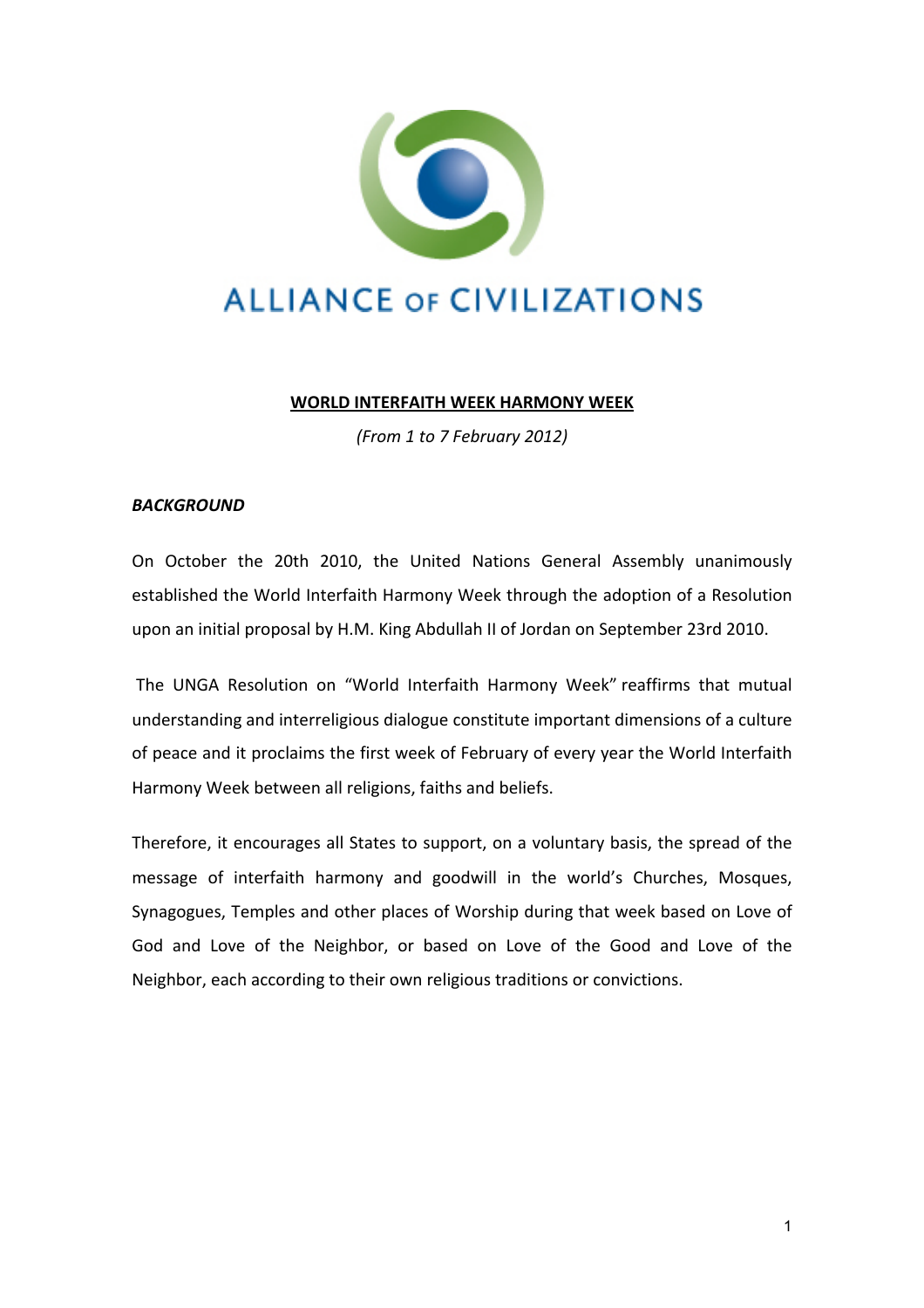ALLIANCE OF CIVILIZATIONS

# WORLD INTERFAITH WEEK HARMONY WEEK

*(From 1 to 7 February 2012)*

## *BACKGROUND*

On October the 20th 2010, the United Nations General Assembly unanimously established the World Interfaith Harmony Week through the adoption of a Resolution upon an initial proposal by H.M. King Abdullah II of Jordan on September 23rd 2010.

The UNGA Resolution on "World Interfaith Harmony Week" reaffirms that mutual understanding and interreligious dialogue constitute important dimensions of a culture of peace and it proclaims the first week of February of every year the World Interfaith Harmony Week between all religions, faiths and beliefs.

Therefore, it encourages all States to support, on a voluntary basis, the spread of the message of interfaith harmony and goodwill in the world's Churches, Mosques, Synagogues, Temples and other places of Worship during that week based on Love of God and Love of the Neighbor, or based on Love of the Good and Love of the Neighbor, each according to their own religious traditions or convictions.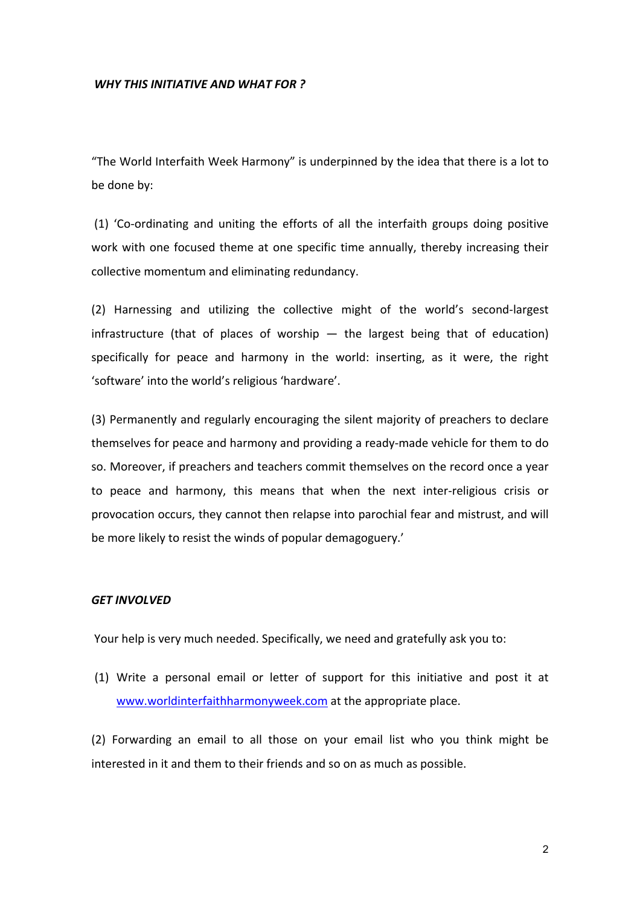***WHY THIS INITIATIVE AND WHAT FOR ?***

"The World Interfaith Week Harmony" is underpinned by the idea that there is a lot to be done by:

(1) 'Co-ordinating and uniting the efforts of all the interfaith groups doing positive work with one focused theme at one specific time annually, thereby increasing their collective momentum and eliminating redundancy.

(2) Harnessing and utilizing the collective might of the world's second-largest infrastructure (that of places of worship — the largest being that of education) specifically for peace and harmony in the world: inserting, as it were, the right 'software' into the world's religious 'hardware'.

(3) Permanently and regularly encouraging the silent majority of preachers to declare themselves for peace and harmony and providing a ready-made vehicle for them to do so. Moreover, if preachers and teachers commit themselves on the record once a year to peace and harmony, this means that when the next inter-religious crisis or provocation occurs, they cannot then relapse into parochial fear and mistrust, and will be more likely to resist the winds of popular demagoguery.'

***GET INVOLVED***

Your help is very much needed. Specifically, we need and gratefully ask you to:

(1) Write a personal email or letter of support for this initiative and post it at [www.worldinterfaithharmonyweek.com](http://www.worldinterfaithharmonyweek.com) at the appropriate place.

(2) Forwarding an email to all those on your email list who you think might be interested in it and them to their friends and so on as much as possible.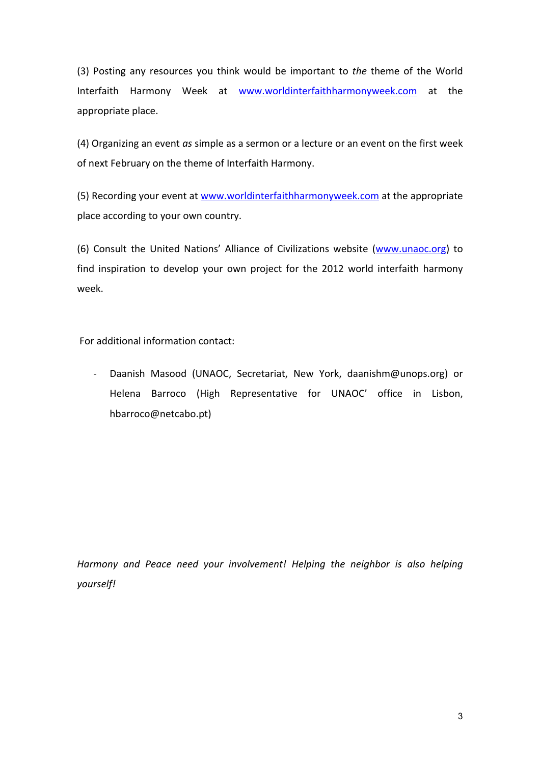(3) Posting any resources you think would be important to *the* theme of the World Interfaith Harmony Week at www.worldinterfaithharmonyweek.com at the appropriate place.

(4) Organizing an event *as* simple as a sermon or a lecture or an event on the first week of next February on the theme of Interfaith Harmony.

(5) Recording your event at www.worldinterfaithharmonyweek.com at the appropriate place according to your own country.

(6) Consult the United Nations' Alliance of Civilizations website (www.unaoc.org) to find inspiration to develop your own project for the 2012 world interfaith harmony week.

For additional information contact:

- Daanish Masood (UNAOC, Secretariat, New York, daanishm@unops.org) or Helena Barroco (High Representative for UNAOC' office in Lisbon, hbarroco@netcabo.pt)

*Harmony and Peace need your involvement! Helping the neighbor is also helping yourself!*